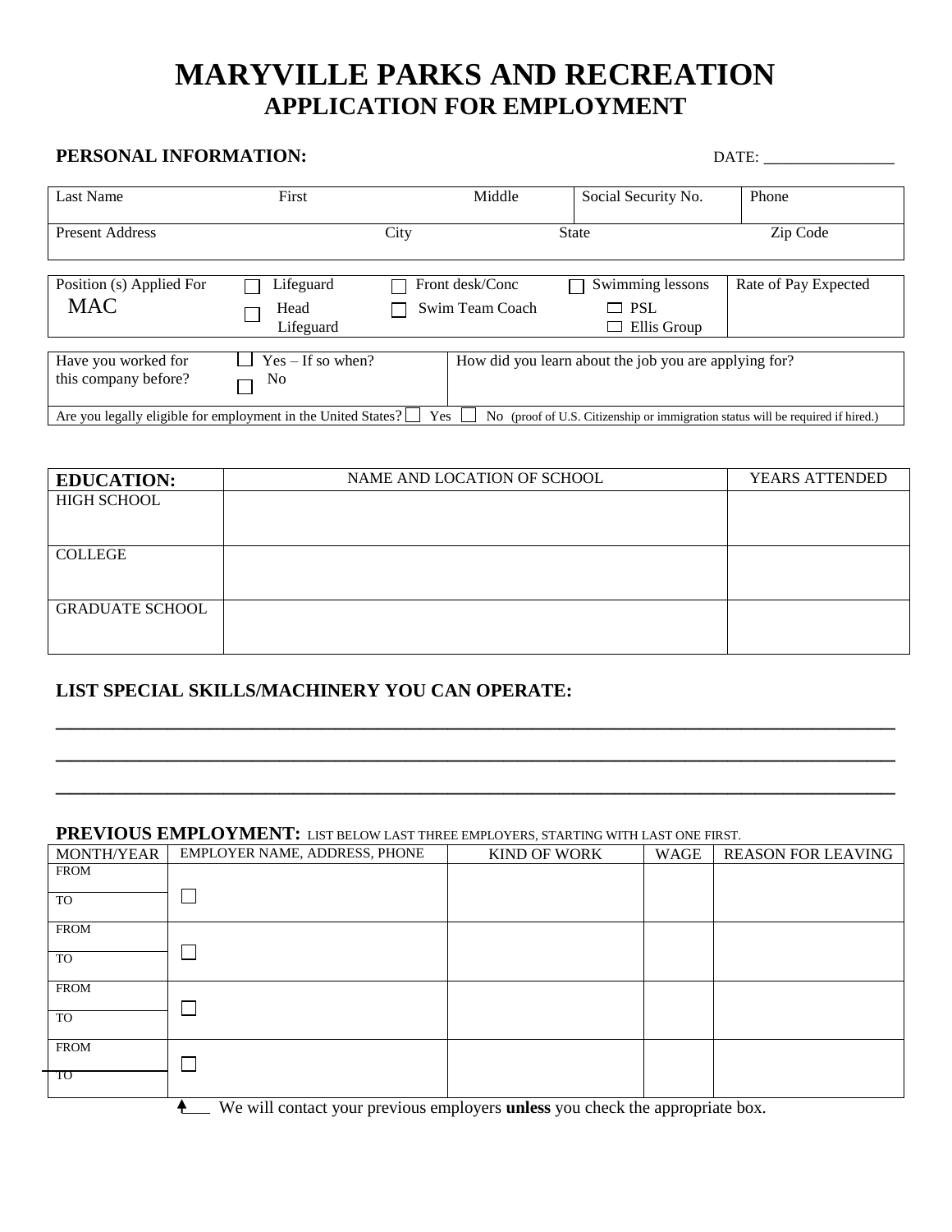# MARYVILLE PARKS AND RECREATION
## APPLICATION FOR EMPLOYMENT

**PERSONAL INFORMATION:** DATE: ________________

| Last Name | First | Middle | Social Security No. | Phone |
|---|---|---|---|---|
| Present Address | City | State | Zip Code | |

| Position (s) Applied For MAC | ☐ Lifeguard ☐ Head Lifeguard | ☐ Front desk/Conc ☐ Swim Team Coach | ☐ Swimming lessons ☐ PSL ☐ Ellis Group | Rate of Pay Expected |
|---|---|---|---|---|

| Have you worked for this company before? | ☐ Yes – If so when? ☐ No | How did you learn about the job you are applying for? |
|---|---|---|
| Are you legally eligible for employment in the United States? ☐ Yes ☐ No (proof of U.S. Citizenship or immigration status will be required if hired.) | | |

| EDUCATION: | NAME AND LOCATION OF SCHOOL | YEARS ATTENDED |
|---|---|---|
| HIGH SCHOOL | | |
| COLLEGE | | |
| GRADUATE SCHOOL | | |

**LIST SPECIAL SKILLS/MACHINERY YOU CAN OPERATE:**

___________________________________________________________________________

___________________________________________________________________________

___________________________________________________________________________

**PREVIOUS EMPLOYMENT:** LIST BELOW LAST THREE EMPLOYERS, STARTING WITH LAST ONE FIRST.

| MONTH/YEAR | EMPLOYER NAME, ADDRESS, PHONE | KIND OF WORK | WAGE | REASON FOR LEAVING |
|---|---|---|---|---|
| FROM<br>TO | ☐ | | | |
| FROM<br>TO | ☐ | | | |
| FROM<br>TO | ☐ | | | |
| FROM<br>TO | ☐ | | | |

↑ We will contact your previous employers **unless** you check the appropriate box.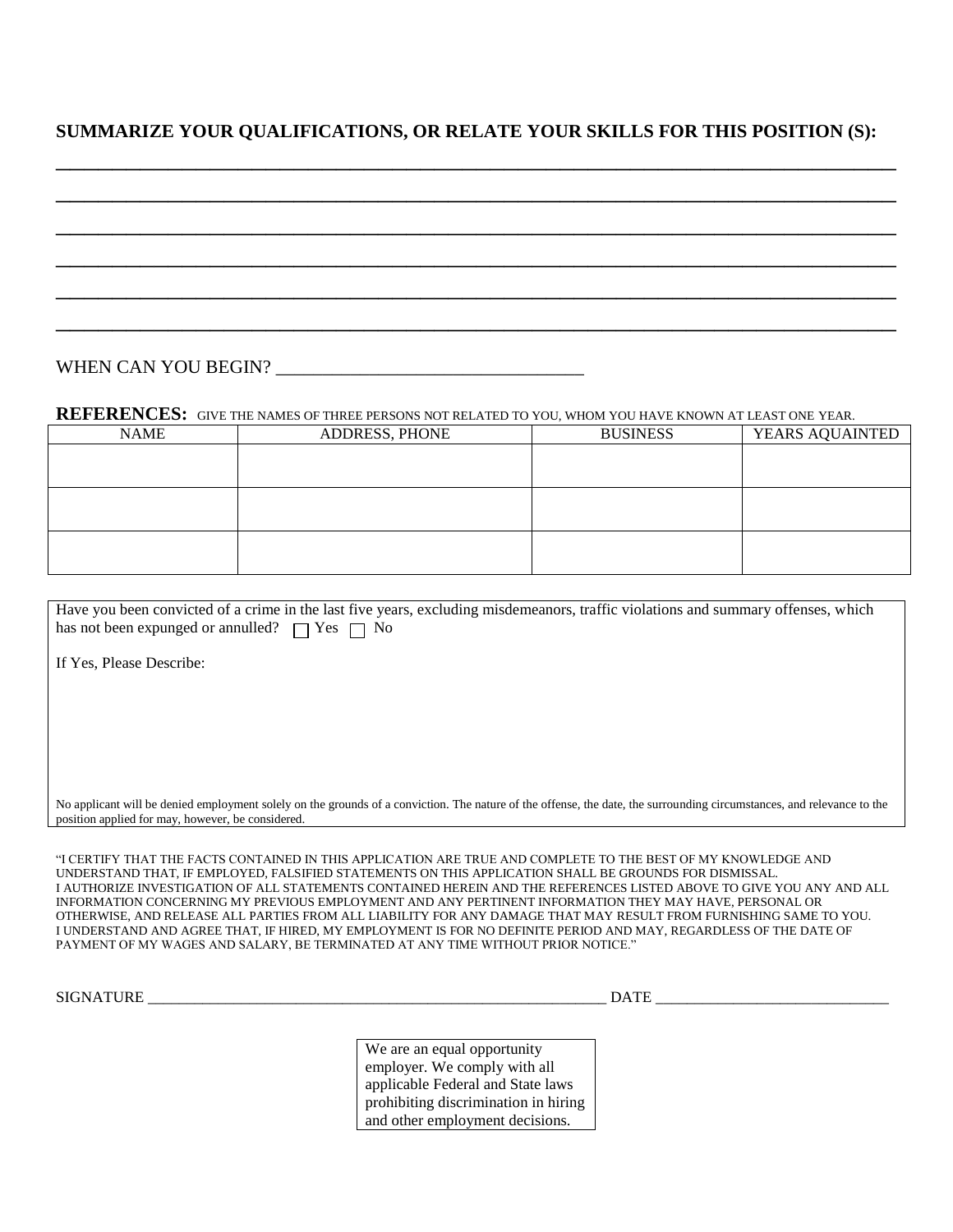**SUMMARIZE YOUR QUALIFICATIONS, OR RELATE YOUR SKILLS FOR THIS POSITION (S):**

______________________________________________________________________________

______________________________________________________________________________

______________________________________________________________________________

______________________________________________________________________________

______________________________________________________________________________

______________________________________________________________________________

WHEN CAN YOU BEGIN? ________________________________

**REFERENCES:** GIVE THE NAMES OF THREE PERSONS NOT RELATED TO YOU, WHOM YOU HAVE KNOWN AT LEAST ONE YEAR.

| NAME | ADDRESS, PHONE | BUSINESS | YEARS AQUAINTED |
|---|---|---|---|
| | | | |
| | | | |
| | | | |

Have you been convicted of a crime in the last five years, excluding misdemeanors, traffic violations and summary offenses, which has not been expunged or annulled? ☐ Yes ☐ No

If Yes, Please Describe:

No applicant will be denied employment solely on the grounds of a conviction. The nature of the offense, the date, the surrounding circumstances, and relevance to the position applied for may, however, be considered.

"I CERTIFY THAT THE FACTS CONTAINED IN THIS APPLICATION ARE TRUE AND COMPLETE TO THE BEST OF MY KNOWLEDGE AND UNDERSTAND THAT, IF EMPLOYED, FALSIFIED STATEMENTS ON THIS APPLICATION SHALL BE GROUNDS FOR DISMISSAL.
I AUTHORIZE INVESTIGATION OF ALL STATEMENTS CONTAINED HEREIN AND THE REFERENCES LISTED ABOVE TO GIVE YOU ANY AND ALL INFORMATION CONCERNING MY PREVIOUS EMPLOYMENT AND ANY PERTINENT INFORMATION THEY MAY HAVE, PERSONAL OR OTHERWISE, AND RELEASE ALL PARTIES FROM ALL LIABILITY FOR ANY DAMAGE THAT MAY RESULT FROM FURNISHING SAME TO YOU.
I UNDERSTAND AND AGREE THAT, IF HIRED, MY EMPLOYMENT IS FOR NO DEFINITE PERIOD AND MAY, REGARDLESS OF THE DATE OF PAYMENT OF MY WAGES AND SALARY, BE TERMINATED AT ANY TIME WITHOUT PRIOR NOTICE."

SIGNATURE ____________________________________________________________ DATE ______________________________

We are an equal opportunity employer. We comply with all applicable Federal and State laws prohibiting discrimination in hiring and other employment decisions.